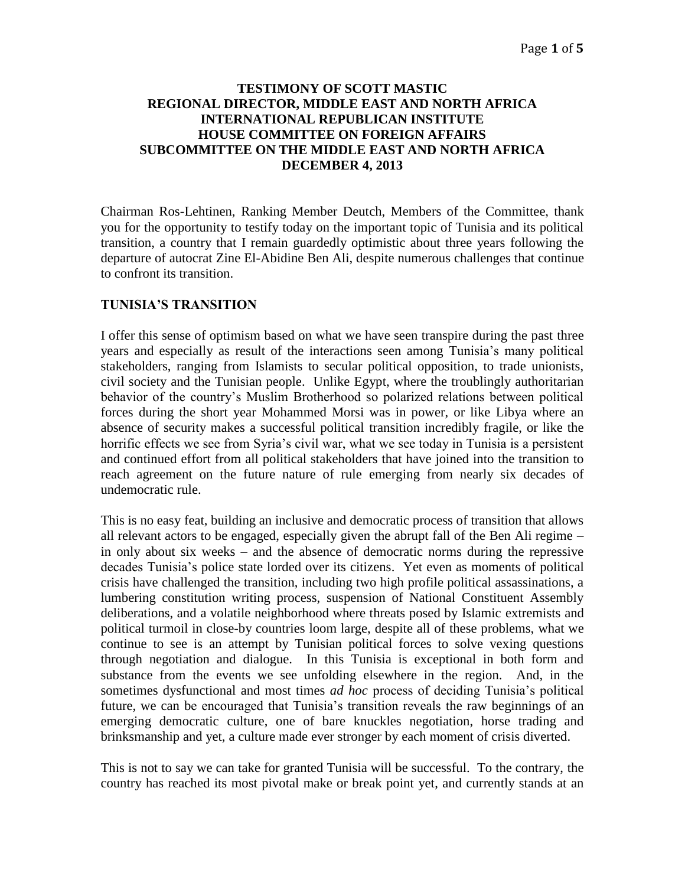**TESTIMONY OF SCOTT MASTIC**
**REGIONAL DIRECTOR, MIDDLE EAST AND NORTH AFRICA**
**INTERNATIONAL REPUBLICAN INSTITUTE**
**HOUSE COMMITTEE ON FOREIGN AFFAIRS**
**SUBCOMMITTEE ON THE MIDDLE EAST AND NORTH AFRICA**
**DECEMBER 4, 2013**

Chairman Ros-Lehtinen, Ranking Member Deutch, Members of the Committee, thank you for the opportunity to testify today on the important topic of Tunisia and its political transition, a country that I remain guardedly optimistic about three years following the departure of autocrat Zine El-Abidine Ben Ali, despite numerous challenges that continue to confront its transition.

## TUNISIA'S TRANSITION

I offer this sense of optimism based on what we have seen transpire during the past three years and especially as result of the interactions seen among Tunisia's many political stakeholders, ranging from Islamists to secular political opposition, to trade unionists, civil society and the Tunisian people. Unlike Egypt, where the troublingly authoritarian behavior of the country's Muslim Brotherhood so polarized relations between political forces during the short year Mohammed Morsi was in power, or like Libya where an absence of security makes a successful political transition incredibly fragile, or like the horrific effects we see from Syria's civil war, what we see today in Tunisia is a persistent and continued effort from all political stakeholders that have joined into the transition to reach agreement on the future nature of rule emerging from nearly six decades of undemocratic rule.

This is no easy feat, building an inclusive and democratic process of transition that allows all relevant actors to be engaged, especially given the abrupt fall of the Ben Ali regime – in only about six weeks – and the absence of democratic norms during the repressive decades Tunisia's police state lorded over its citizens. Yet even as moments of political crisis have challenged the transition, including two high profile political assassinations, a lumbering constitution writing process, suspension of National Constituent Assembly deliberations, and a volatile neighborhood where threats posed by Islamic extremists and political turmoil in close-by countries loom large, despite all of these problems, what we continue to see is an attempt by Tunisian political forces to solve vexing questions through negotiation and dialogue. In this Tunisia is exceptional in both form and substance from the events we see unfolding elsewhere in the region. And, in the sometimes dysfunctional and most times *ad hoc* process of deciding Tunisia's political future, we can be encouraged that Tunisia's transition reveals the raw beginnings of an emerging democratic culture, one of bare knuckles negotiation, horse trading and brinksmanship and yet, a culture made ever stronger by each moment of crisis diverted.

This is not to say we can take for granted Tunisia will be successful. To the contrary, the country has reached its most pivotal make or break point yet, and currently stands at an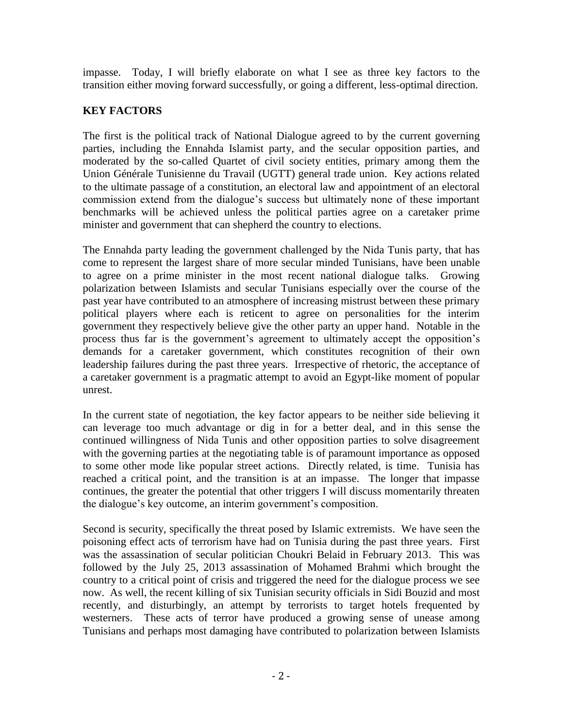impasse. Today, I will briefly elaborate on what I see as three key factors to the transition either moving forward successfully, or going a different, less-optimal direction.

## KEY FACTORS

The first is the political track of National Dialogue agreed to by the current governing parties, including the Ennahda Islamist party, and the secular opposition parties, and moderated by the so-called Quartet of civil society entities, primary among them the Union Générale Tunisienne du Travail (UGTT) general trade union. Key actions related to the ultimate passage of a constitution, an electoral law and appointment of an electoral commission extend from the dialogue's success but ultimately none of these important benchmarks will be achieved unless the political parties agree on a caretaker prime minister and government that can shepherd the country to elections.

The Ennahda party leading the government challenged by the Nida Tunis party, that has come to represent the largest share of more secular minded Tunisians, have been unable to agree on a prime minister in the most recent national dialogue talks. Growing polarization between Islamists and secular Tunisians especially over the course of the past year have contributed to an atmosphere of increasing mistrust between these primary political players where each is reticent to agree on personalities for the interim government they respectively believe give the other party an upper hand. Notable in the process thus far is the government's agreement to ultimately accept the opposition's demands for a caretaker government, which constitutes recognition of their own leadership failures during the past three years. Irrespective of rhetoric, the acceptance of a caretaker government is a pragmatic attempt to avoid an Egypt-like moment of popular unrest.

In the current state of negotiation, the key factor appears to be neither side believing it can leverage too much advantage or dig in for a better deal, and in this sense the continued willingness of Nida Tunis and other opposition parties to solve disagreement with the governing parties at the negotiating table is of paramount importance as opposed to some other mode like popular street actions. Directly related, is time. Tunisia has reached a critical point, and the transition is at an impasse. The longer that impasse continues, the greater the potential that other triggers I will discuss momentarily threaten the dialogue's key outcome, an interim government's composition.

Second is security, specifically the threat posed by Islamic extremists. We have seen the poisoning effect acts of terrorism have had on Tunisia during the past three years. First was the assassination of secular politician Choukri Belaid in February 2013. This was followed by the July 25, 2013 assassination of Mohamed Brahmi which brought the country to a critical point of crisis and triggered the need for the dialogue process we see now. As well, the recent killing of six Tunisian security officials in Sidi Bouzid and most recently, and disturbingly, an attempt by terrorists to target hotels frequented by westerners. These acts of terror have produced a growing sense of unease among Tunisians and perhaps most damaging have contributed to polarization between Islamists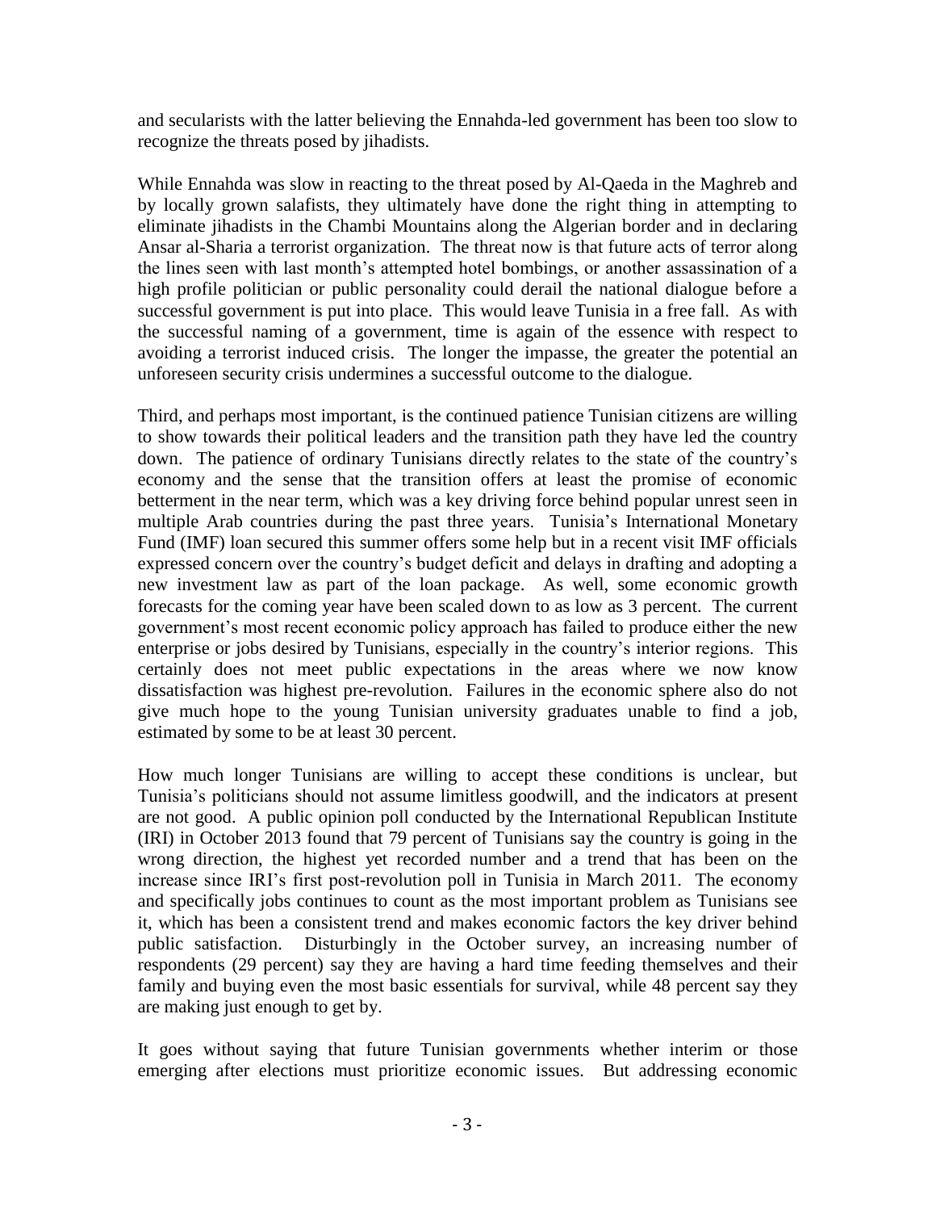and secularists with the latter believing the Ennahda-led government has been too slow to recognize the threats posed by jihadists.

While Ennahda was slow in reacting to the threat posed by Al-Qaeda in the Maghreb and by locally grown salafists, they ultimately have done the right thing in attempting to eliminate jihadists in the Chambi Mountains along the Algerian border and in declaring Ansar al-Sharia a terrorist organization. The threat now is that future acts of terror along the lines seen with last month's attempted hotel bombings, or another assassination of a high profile politician or public personality could derail the national dialogue before a successful government is put into place. This would leave Tunisia in a free fall. As with the successful naming of a government, time is again of the essence with respect to avoiding a terrorist induced crisis. The longer the impasse, the greater the potential an unforeseen security crisis undermines a successful outcome to the dialogue.

Third, and perhaps most important, is the continued patience Tunisian citizens are willing to show towards their political leaders and the transition path they have led the country down. The patience of ordinary Tunisians directly relates to the state of the country's economy and the sense that the transition offers at least the promise of economic betterment in the near term, which was a key driving force behind popular unrest seen in multiple Arab countries during the past three years. Tunisia's International Monetary Fund (IMF) loan secured this summer offers some help but in a recent visit IMF officials expressed concern over the country's budget deficit and delays in drafting and adopting a new investment law as part of the loan package. As well, some economic growth forecasts for the coming year have been scaled down to as low as 3 percent. The current government's most recent economic policy approach has failed to produce either the new enterprise or jobs desired by Tunisians, especially in the country's interior regions. This certainly does not meet public expectations in the areas where we now know dissatisfaction was highest pre-revolution. Failures in the economic sphere also do not give much hope to the young Tunisian university graduates unable to find a job, estimated by some to be at least 30 percent.

How much longer Tunisians are willing to accept these conditions is unclear, but Tunisia's politicians should not assume limitless goodwill, and the indicators at present are not good. A public opinion poll conducted by the International Republican Institute (IRI) in October 2013 found that 79 percent of Tunisians say the country is going in the wrong direction, the highest yet recorded number and a trend that has been on the increase since IRI's first post-revolution poll in Tunisia in March 2011. The economy and specifically jobs continues to count as the most important problem as Tunisians see it, which has been a consistent trend and makes economic factors the key driver behind public satisfaction. Disturbingly in the October survey, an increasing number of respondents (29 percent) say they are having a hard time feeding themselves and their family and buying even the most basic essentials for survival, while 48 percent say they are making just enough to get by.

It goes without saying that future Tunisian governments whether interim or those emerging after elections must prioritize economic issues. But addressing economic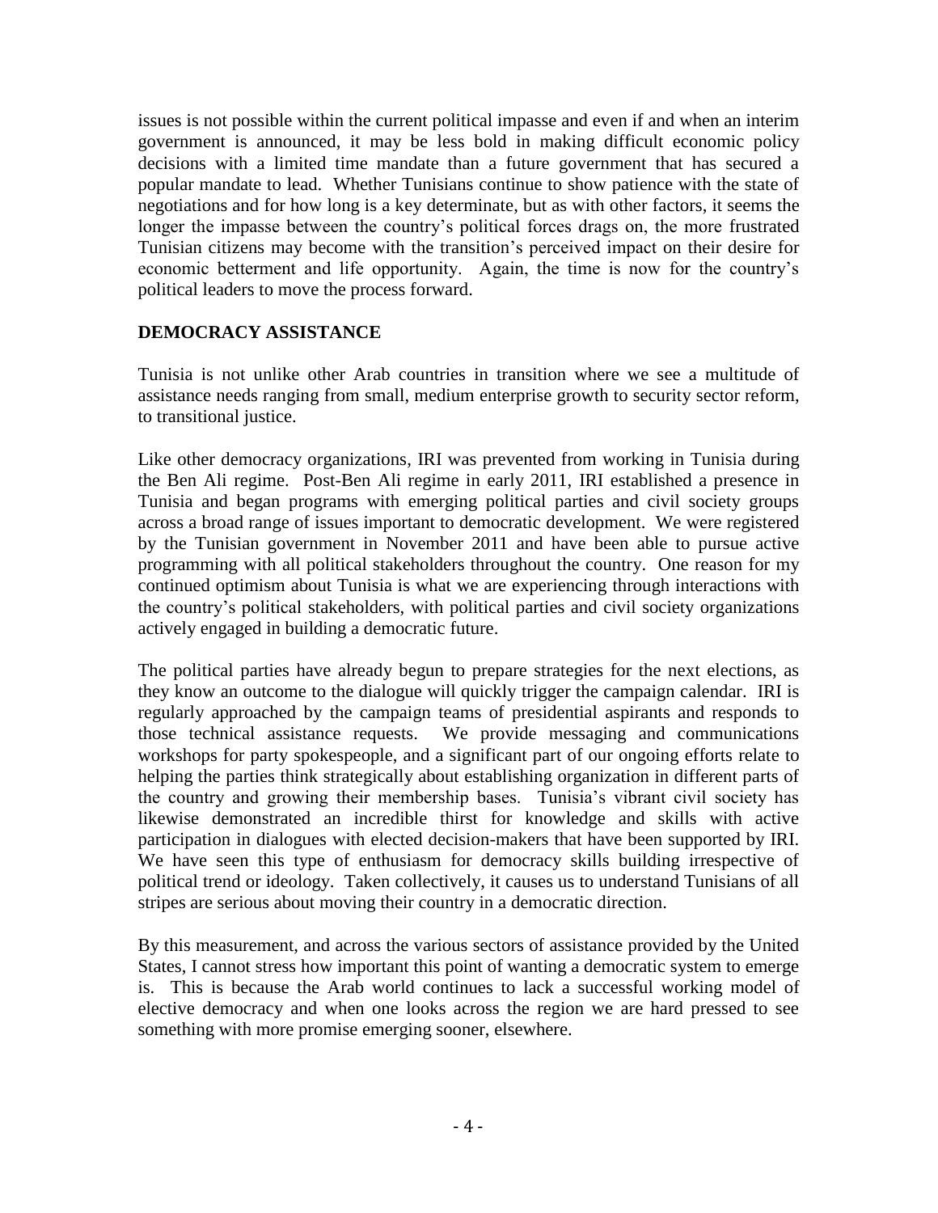issues is not possible within the current political impasse and even if and when an interim government is announced, it may be less bold in making difficult economic policy decisions with a limited time mandate than a future government that has secured a popular mandate to lead. Whether Tunisians continue to show patience with the state of negotiations and for how long is a key determinate, but as with other factors, it seems the longer the impasse between the country's political forces drags on, the more frustrated Tunisian citizens may become with the transition's perceived impact on their desire for economic betterment and life opportunity. Again, the time is now for the country's political leaders to move the process forward.

## DEMOCRACY ASSISTANCE

Tunisia is not unlike other Arab countries in transition where we see a multitude of assistance needs ranging from small, medium enterprise growth to security sector reform, to transitional justice.

Like other democracy organizations, IRI was prevented from working in Tunisia during the Ben Ali regime. Post-Ben Ali regime in early 2011, IRI established a presence in Tunisia and began programs with emerging political parties and civil society groups across a broad range of issues important to democratic development. We were registered by the Tunisian government in November 2011 and have been able to pursue active programming with all political stakeholders throughout the country. One reason for my continued optimism about Tunisia is what we are experiencing through interactions with the country's political stakeholders, with political parties and civil society organizations actively engaged in building a democratic future.

The political parties have already begun to prepare strategies for the next elections, as they know an outcome to the dialogue will quickly trigger the campaign calendar. IRI is regularly approached by the campaign teams of presidential aspirants and responds to those technical assistance requests. We provide messaging and communications workshops for party spokespeople, and a significant part of our ongoing efforts relate to helping the parties think strategically about establishing organization in different parts of the country and growing their membership bases. Tunisia's vibrant civil society has likewise demonstrated an incredible thirst for knowledge and skills with active participation in dialogues with elected decision-makers that have been supported by IRI. We have seen this type of enthusiasm for democracy skills building irrespective of political trend or ideology. Taken collectively, it causes us to understand Tunisians of all stripes are serious about moving their country in a democratic direction.

By this measurement, and across the various sectors of assistance provided by the United States, I cannot stress how important this point of wanting a democratic system to emerge is. This is because the Arab world continues to lack a successful working model of elective democracy and when one looks across the region we are hard pressed to see something with more promise emerging sooner, elsewhere.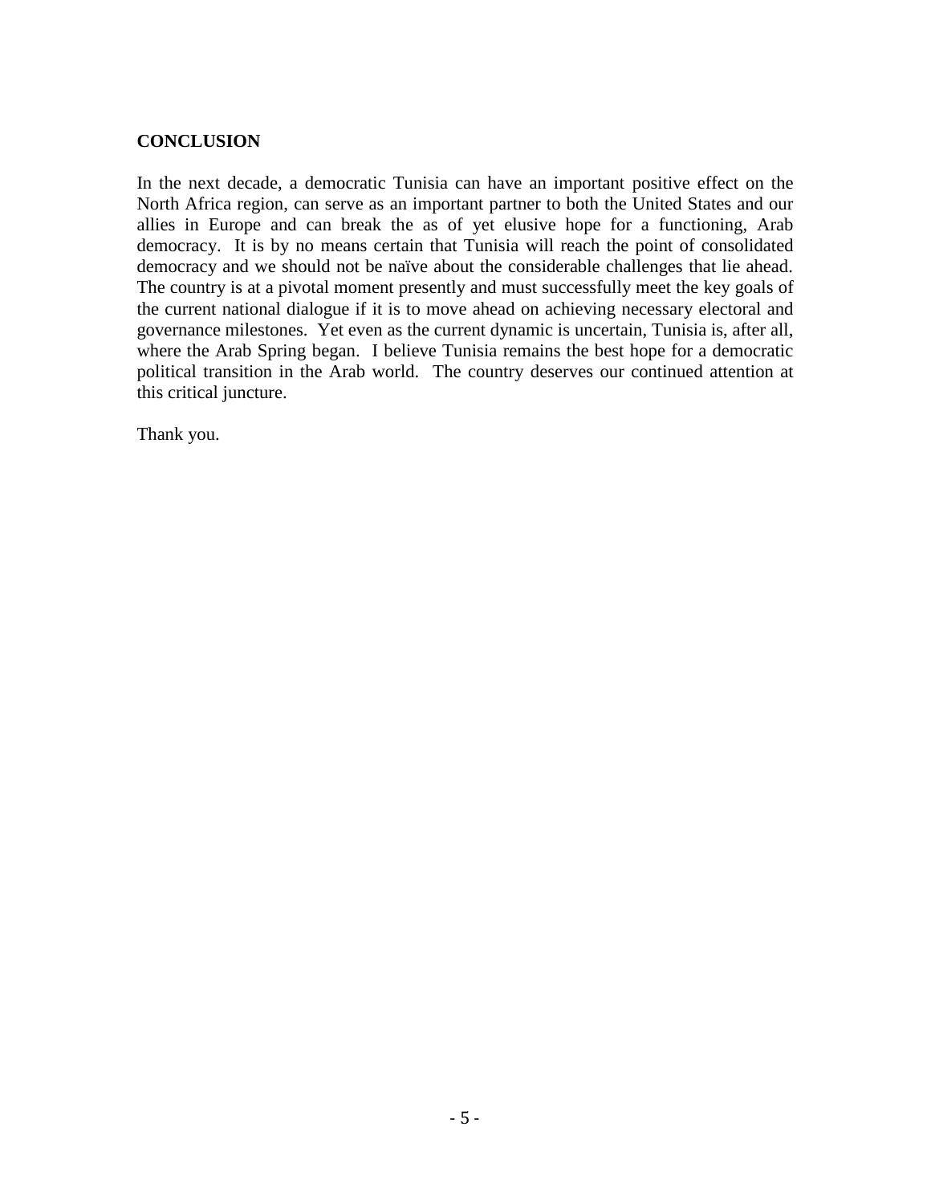## CONCLUSION

In the next decade, a democratic Tunisia can have an important positive effect on the North Africa region, can serve as an important partner to both the United States and our allies in Europe and can break the as of yet elusive hope for a functioning, Arab democracy. It is by no means certain that Tunisia will reach the point of consolidated democracy and we should not be naïve about the considerable challenges that lie ahead. The country is at a pivotal moment presently and must successfully meet the key goals of the current national dialogue if it is to move ahead on achieving necessary electoral and governance milestones. Yet even as the current dynamic is uncertain, Tunisia is, after all, where the Arab Spring began. I believe Tunisia remains the best hope for a democratic political transition in the Arab world. The country deserves our continued attention at this critical juncture.

Thank you.